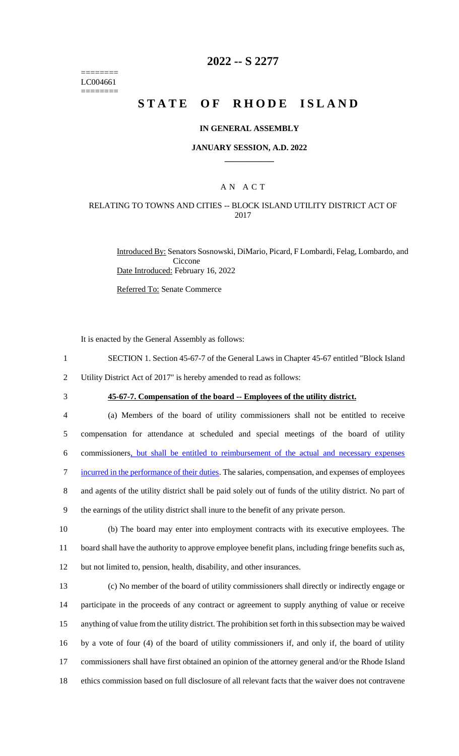========
LC004661
========

# 2022 -- S 2277

# STATE OF RHODE ISLAND

## IN GENERAL ASSEMBLY

### JANUARY SESSION, A.D. 2022

### A N A C T

### RELATING TO TOWNS AND CITIES -- BLOCK ISLAND UTILITY DISTRICT ACT OF 2017

Introduced By: Senators Sosnowski, DiMario, Picard, F Lombardi, Felag, Lombardo, and Ciccone

Date Introduced: February 16, 2022

Referred To: Senate Commerce

It is enacted by the General Assembly as follows:

1 SECTION 1. Section 45-67-7 of the General Laws in Chapter 45-67 entitled "Block Island
2 Utility District Act of 2017" is hereby amended to read as follows:

3 **45-67-7. Compensation of the board -- Employees of the utility district.**

4 (a) Members of the board of utility commissioners shall not be entitled to receive
5 compensation for attendance at scheduled and special meetings of the board of utility
6 commissioners, but shall be entitled to reimbursement of the actual and necessary expenses
7 incurred in the performance of their duties. The salaries, compensation, and expenses of employees
8 and agents of the utility district shall be paid solely out of funds of the utility district. No part of
9 the earnings of the utility district shall inure to the benefit of any private person.

10 (b) The board may enter into employment contracts with its executive employees. The
11 board shall have the authority to approve employee benefit plans, including fringe benefits such as,
12 but not limited to, pension, health, disability, and other insurances.

13 (c) No member of the board of utility commissioners shall directly or indirectly engage or
14 participate in the proceeds of any contract or agreement to supply anything of value or receive
15 anything of value from the utility district. The prohibition set forth in this subsection may be waived
16 by a vote of four (4) of the board of utility commissioners if, and only if, the board of utility
17 commissioners shall have first obtained an opinion of the attorney general and/or the Rhode Island
18 ethics commission based on full disclosure of all relevant facts that the waiver does not contravene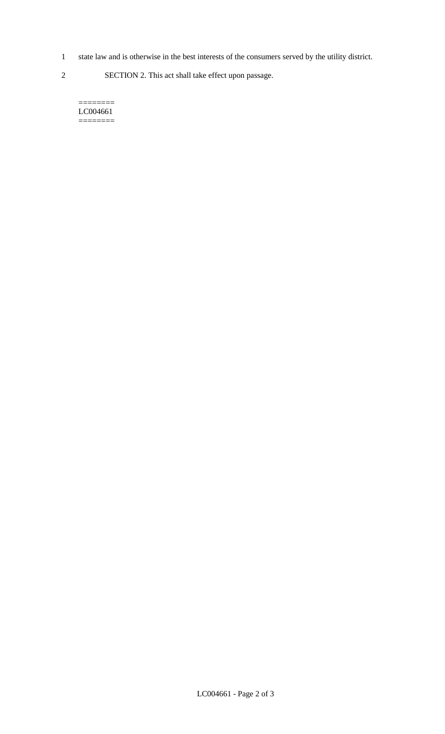state law and is otherwise in the best interests of the consumers served by the utility district.

SECTION 2. This act shall take effect upon passage.

========
LC004661
========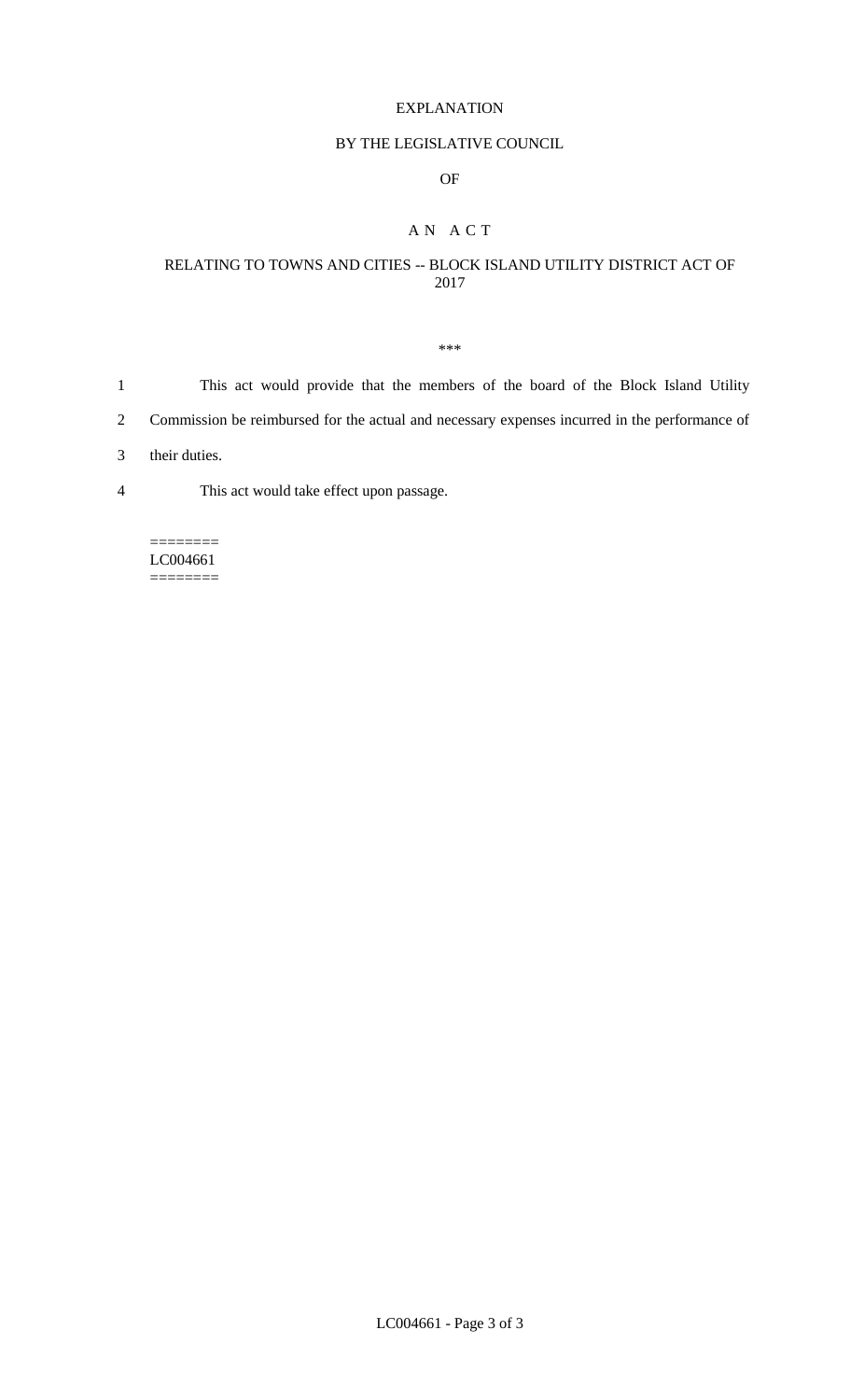EXPLANATION

BY THE LEGISLATIVE COUNCIL

OF

A N A C T

RELATING TO TOWNS AND CITIES -- BLOCK ISLAND UTILITY DISTRICT ACT OF 2017

\*\*\*

This act would provide that the members of the board of the Block Island Utility Commission be reimbursed for the actual and necessary expenses incurred in the performance of their duties.

This act would take effect upon passage.

========
LC004661
========